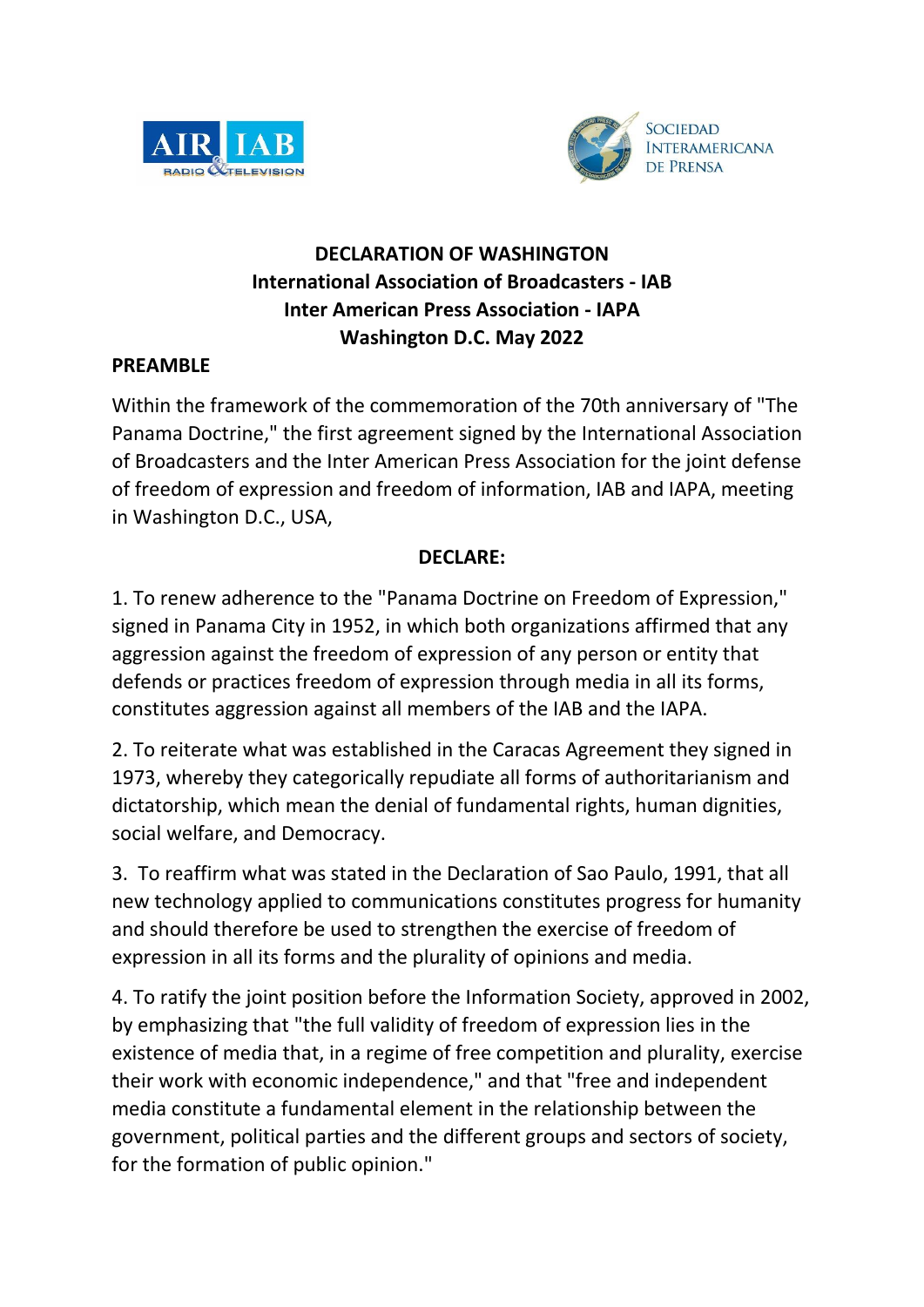# DECLARATION OF WASHINGTON
## International Association of Broadcasters - IAB
## Inter American Press Association - IAPA
## Washington D.C. May 2022

**PREAMBLE**

Within the framework of the commemoration of the 70th anniversary of "The Panama Doctrine," the first agreement signed by the International Association of Broadcasters and the Inter American Press Association for the joint defense of freedom of expression and freedom of information, IAB and IAPA, meeting in Washington D.C., USA,

**DECLARE:**

1. To renew adherence to the "Panama Doctrine on Freedom of Expression," signed in Panama City in 1952, in which both organizations affirmed that any aggression against the freedom of expression of any person or entity that defends or practices freedom of expression through media in all its forms, constitutes aggression against all members of the IAB and the IAPA.

2. To reiterate what was established in the Caracas Agreement they signed in 1973, whereby they categorically repudiate all forms of authoritarianism and dictatorship, which mean the denial of fundamental rights, human dignities, social welfare, and Democracy.

3. To reaffirm what was stated in the Declaration of Sao Paulo, 1991, that all new technology applied to communications constitutes progress for humanity and should therefore be used to strengthen the exercise of freedom of expression in all its forms and the plurality of opinions and media.

4. To ratify the joint position before the Information Society, approved in 2002, by emphasizing that "the full validity of freedom of expression lies in the existence of media that, in a regime of free competition and plurality, exercise their work with economic independence," and that "free and independent media constitute a fundamental element in the relationship between the government, political parties and the different groups and sectors of society, for the formation of public opinion."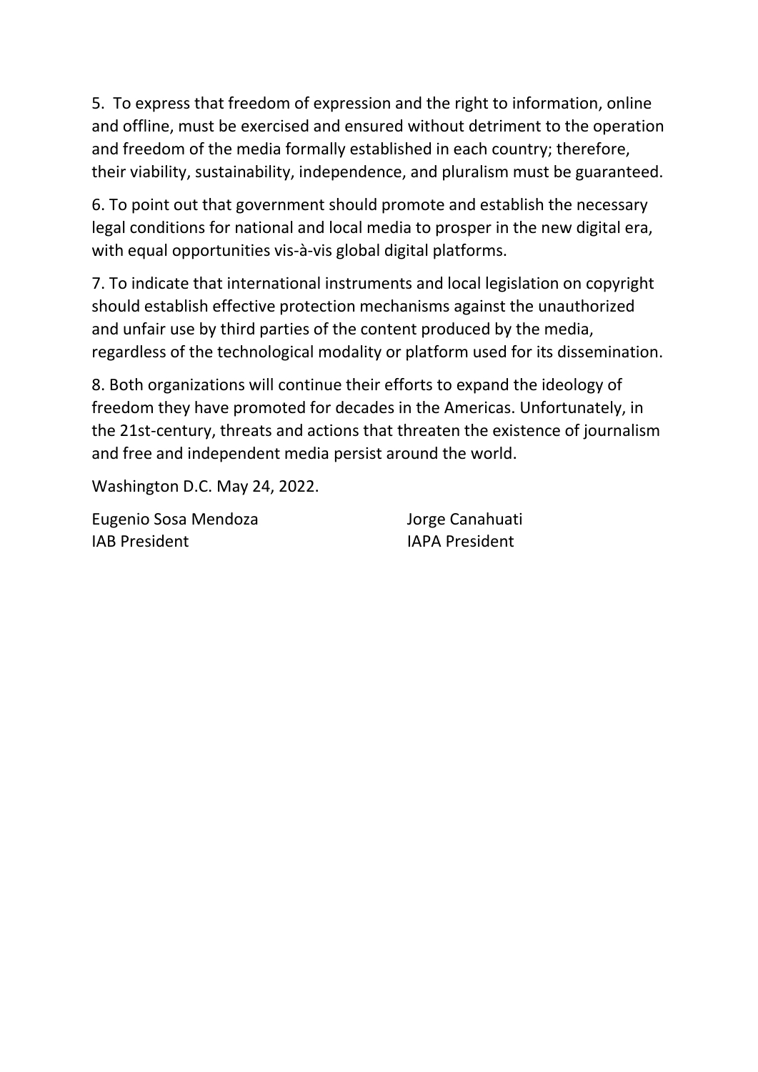5. To express that freedom of expression and the right to information, online and offline, must be exercised and ensured without detriment to the operation and freedom of the media formally established in each country; therefore, their viability, sustainability, independence, and pluralism must be guaranteed.

6. To point out that government should promote and establish the necessary legal conditions for national and local media to prosper in the new digital era, with equal opportunities vis-à-vis global digital platforms.

7. To indicate that international instruments and local legislation on copyright should establish effective protection mechanisms against the unauthorized and unfair use by third parties of the content produced by the media, regardless of the technological modality or platform used for its dissemination.

8. Both organizations will continue their efforts to expand the ideology of freedom they have promoted for decades in the Americas. Unfortunately, in the 21st-century, threats and actions that threaten the existence of journalism and free and independent media persist around the world.

Washington D.C. May 24, 2022.

Eugenio Sosa Mendoza
IAB President

Jorge Canahuati
IAPA President